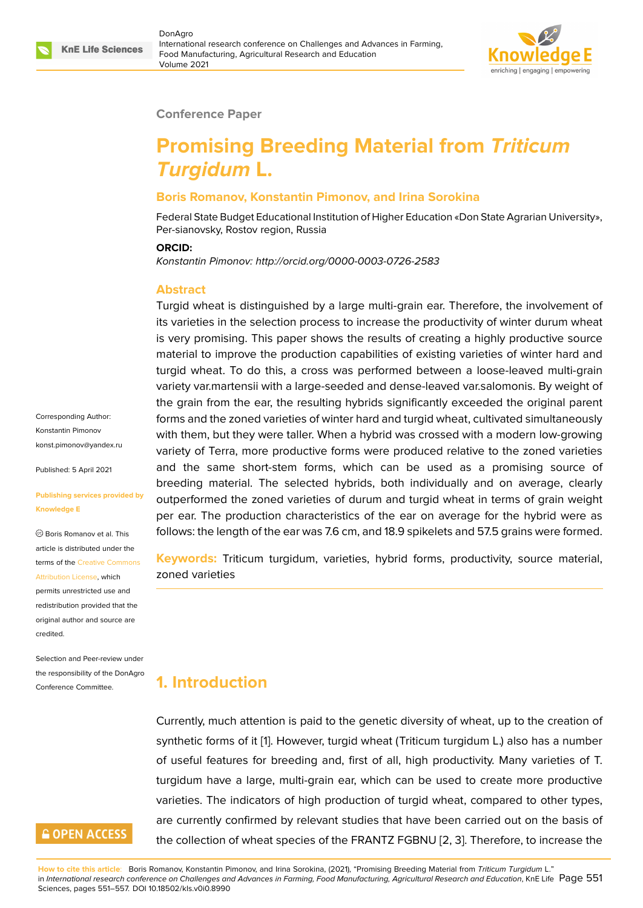Conference Paper

# Promising Breeding Material from *Triticum Turgidum* L.

**Boris Romanov, Konstantin Pimonov, and Irina Sorokina**

Federal State Budget Educational Institution of Higher Education «Don State Agrarian University», Per-sianovsky, Rostov region, Russia

**ORCID:**

*Konstantin Pimonov: http://orcid.org/0000-0003-0726-2583*

Corresponding Author: Konstantin Pimonov konst.pimonov@yandex.ru

Published: 5 April 2021

Publishing services provided by Knowledge E

Boris Romanov et al. This article is distributed under the terms of the Creative Commons Attribution License, which permits unrestricted use and redistribution provided that the original author and source are credited.

Selection and Peer-review under the responsibility of the DonAgro Conference Committee.

## Abstract

Turgid wheat is distinguished by a large multi-grain ear. Therefore, the involvement of its varieties in the selection process to increase the productivity of winter durum wheat is very promising. This paper shows the results of creating a highly productive source material to improve the production capabilities of existing varieties of winter hard and turgid wheat. To do this, a cross was performed between a loose-leaved multi-grain variety var.martensii with a large-seeded and dense-leaved var.salomonis. By weight of the grain from the ear, the resulting hybrids significantly exceeded the original parent forms and the zoned varieties of winter hard and turgid wheat, cultivated simultaneously with them, but they were taller. When a hybrid was crossed with a modern low-growing variety of Terra, more productive forms were produced relative to the zoned varieties and the same short-stem forms, which can be used as a promising source of breeding material. The selected hybrids, both individually and on average, clearly outperformed the zoned varieties of durum and turgid wheat in terms of grain weight per ear. The production characteristics of the ear on average for the hybrid were as follows: the length of the ear was 7.6 cm, and 18.9 spikelets and 57.5 grains were formed.

**Keywords:** Triticum turgidum, varieties, hybrid forms, productivity, source material, zoned varieties

## 1. Introduction

Currently, much attention is paid to the genetic diversity of wheat, up to the creation of synthetic forms of it [1]. However, turgid wheat (Triticum turgidum L.) also has a number of useful features for breeding and, first of all, high productivity. Many varieties of T. turgidum have a large, multi-grain ear, which can be used to create more productive varieties. The indicators of high production of turgid wheat, compared to other types, are currently confirmed by relevant studies that have been carried out on the basis of the collection of wheat species of the FRANTZ FGBNU [2, 3]. Therefore, to increase the

**How to cite this article**: Boris Romanov, Konstantin Pimonov, and Irina Sorokina, (2021), "Promising Breeding Material from *Triticum Turgidum* L." in *International research conference on Challenges and Advances in Farming, Food Manufacturing, Agricultural Research and Education*, KnE Life Sciences, pages 551–557. DOI 10.18502/kls.v0i0.8990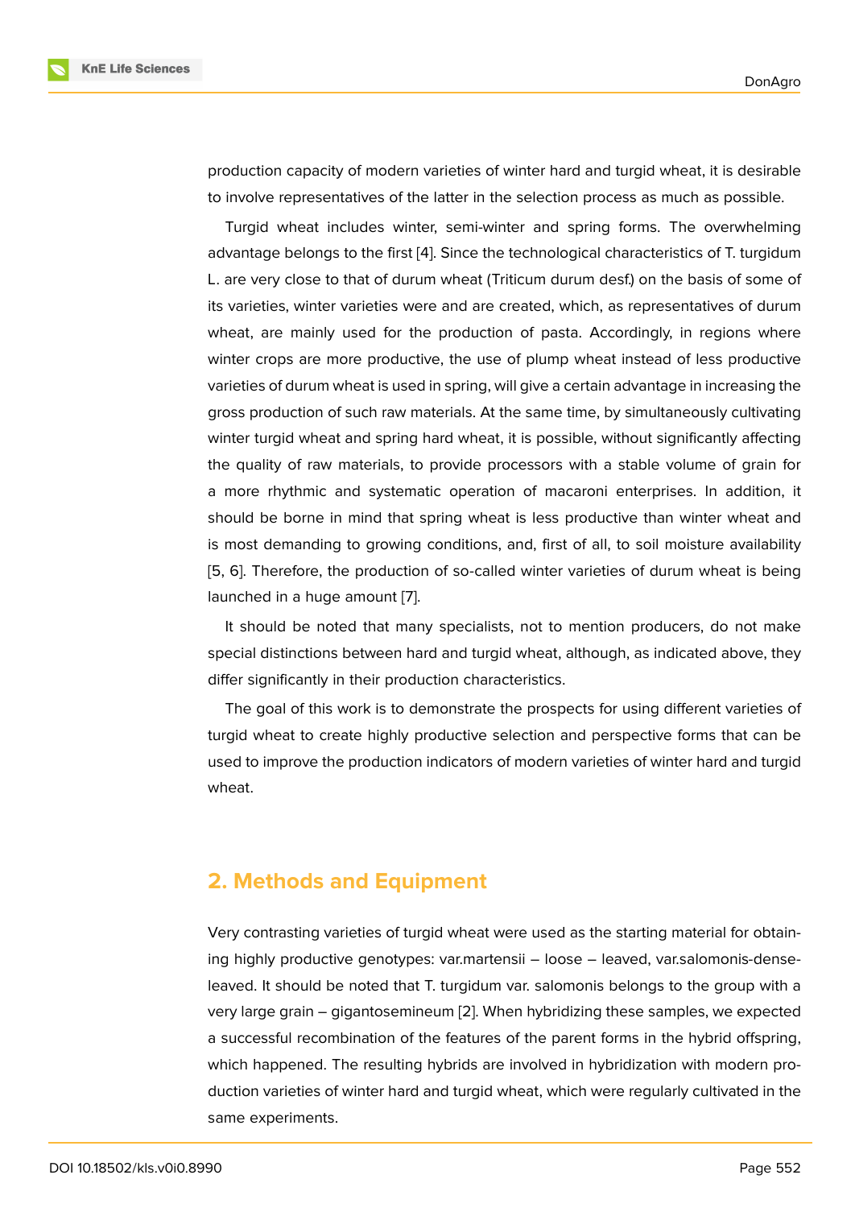production capacity of modern varieties of winter hard and turgid wheat, it is desirable to involve representatives of the latter in the selection process as much as possible.

Turgid wheat includes winter, semi-winter and spring forms. The overwhelming advantage belongs to the first [4]. Since the technological characteristics of T. turgidum L. are very close to that of durum wheat (Triticum durum desf.) on the basis of some of its varieties, winter varieties were and are created, which, as representatives of durum wheat, are mainly used for the production of pasta. Accordingly, in regions where winter crops are more productive, the use of plump wheat instead of less productive varieties of durum wheat is used in spring, will give a certain advantage in increasing the gross production of such raw materials. At the same time, by simultaneously cultivating winter turgid wheat and spring hard wheat, it is possible, without significantly affecting the quality of raw materials, to provide processors with a stable volume of grain for a more rhythmic and systematic operation of macaroni enterprises. In addition, it should be borne in mind that spring wheat is less productive than winter wheat and is most demanding to growing conditions, and, first of all, to soil moisture availability [5, 6]. Therefore, the production of so-called winter varieties of durum wheat is being launched in a huge amount [7].

It should be noted that many specialists, not to mention producers, do not make special distinctions between hard and turgid wheat, although, as indicated above, they differ significantly in their production characteristics.

The goal of this work is to demonstrate the prospects for using different varieties of turgid wheat to create highly productive selection and perspective forms that can be used to improve the production indicators of modern varieties of winter hard and turgid wheat.

## 2. Methods and Equipment

Very contrasting varieties of turgid wheat were used as the starting material for obtaining highly productive genotypes: var.martensii – loose – leaved, var.salomonis-dense-leaved. It should be noted that T. turgidum var. salomonis belongs to the group with a very large grain – gigantosemineum [2]. When hybridizing these samples, we expected a successful recombination of the features of the parent forms in the hybrid offspring, which happened. The resulting hybrids are involved in hybridization with modern production varieties of winter hard and turgid wheat, which were regularly cultivated in the same experiments.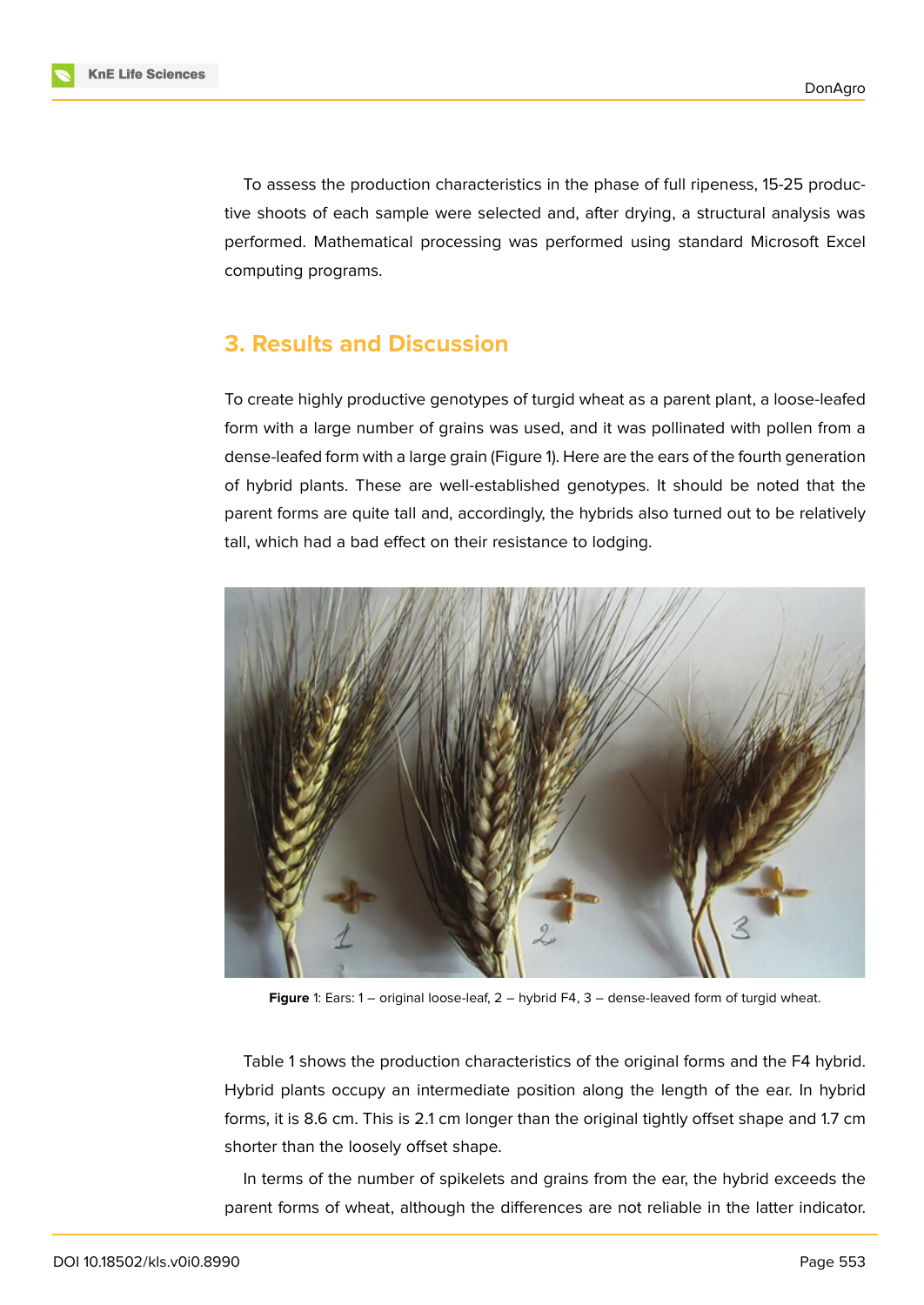To assess the production characteristics in the phase of full ripeness, 15-25 productive shoots of each sample were selected and, after drying, a structural analysis was performed. Mathematical processing was performed using standard Microsoft Excel computing programs.

## 3. Results and Discussion

To create highly productive genotypes of turgid wheat as a parent plant, a loose-leafed form with a large number of grains was used, and it was pollinated with pollen from a dense-leafed form with a large grain (Figure 1). Here are the ears of the fourth generation of hybrid plants. These are well-established genotypes. It should be noted that the parent forms are quite tall and, accordingly, the hybrids also turned out to be relatively tall, which had a bad effect on their resistance to lodging.

**Figure** 1: Ears: 1 – original loose-leaf, 2 – hybrid F4, 3 – dense-leaved form of turgid wheat.

Table 1 shows the production characteristics of the original forms and the F4 hybrid. Hybrid plants occupy an intermediate position along the length of the ear. In hybrid forms, it is 8.6 cm. This is 2.1 cm longer than the original tightly offset shape and 1.7 cm shorter than the loosely offset shape.

In terms of the number of spikelets and grains from the ear, the hybrid exceeds the parent forms of wheat, although the differences are not reliable in the latter indicator.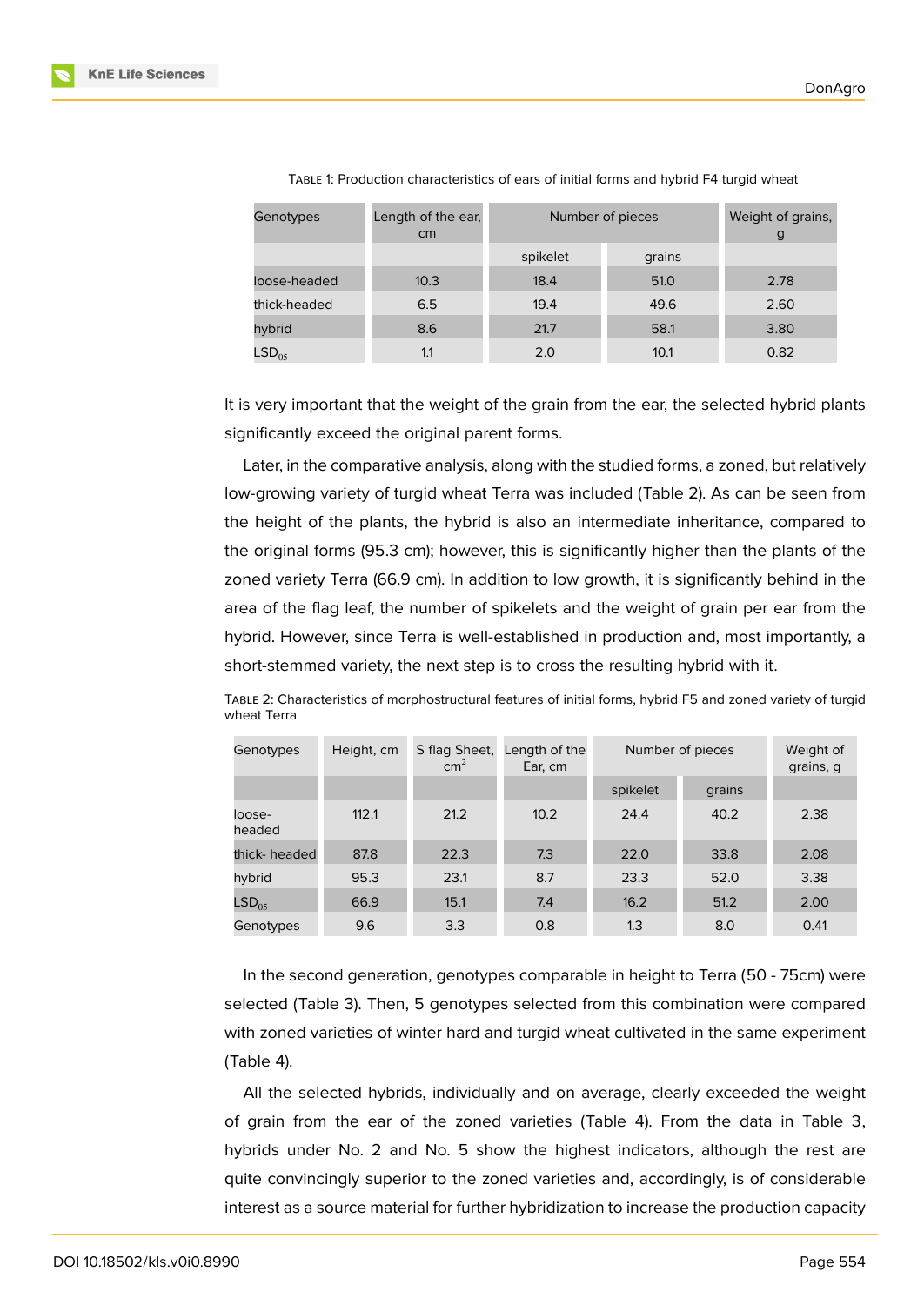Table 1: Production characteristics of ears of initial forms and hybrid F4 turgid wheat

| Genotypes | Length of the ear, cm | Number of pieces | | Weight of grains, g |
|---|---|---|---|---|
| | | spikelet | grains | |
| loose-headed | 10.3 | 18.4 | 51.0 | 2.78 |
| thick-headed | 6.5 | 19.4 | 49.6 | 2.60 |
| hybrid | 8.6 | 21.7 | 58.1 | 3.80 |
| $LSD_{05}$ | 1.1 | 2.0 | 10.1 | 0.82 |

It is very important that the weight of the grain from the ear, the selected hybrid plants significantly exceed the original parent forms.

Later, in the comparative analysis, along with the studied forms, a zoned, but relatively low-growing variety of turgid wheat Terra was included (Table 2). As can be seen from the height of the plants, the hybrid is also an intermediate inheritance, compared to the original forms (95.3 cm); however, this is significantly higher than the plants of the zoned variety Terra (66.9 cm). In addition to low growth, it is significantly behind in the area of the flag leaf, the number of spikelets and the weight of grain per ear from the hybrid. However, since Terra is well-established in production and, most importantly, a short-stemmed variety, the next step is to cross the resulting hybrid with it.

Table 2: Characteristics of morphostructural features of initial forms, hybrid F5 and zoned variety of turgid wheat Terra

| Genotypes | Height, cm | S flag Sheet, $cm^2$ | Length of the Ear, cm | Number of pieces | | Weight of grains, g |
|---|---|---|---|---|---|---|
| | | | | spikelet | grains | |
| loose-headed | 112.1 | 21.2 | 10.2 | 24.4 | 40.2 | 2.38 |
| thick- headed | 87.8 | 22.3 | 7.3 | 22.0 | 33.8 | 2.08 |
| hybrid | 95.3 | 23.1 | 8.7 | 23.3 | 52.0 | 3.38 |
| $LSD_{05}$ | 66.9 | 15.1 | 7.4 | 16.2 | 51.2 | 2.00 |
| Genotypes | 9.6 | 3.3 | 0.8 | 1.3 | 8.0 | 0.41 |

In the second generation, genotypes comparable in height to Terra (50 - 75cm) were selected (Table 3). Then, 5 genotypes selected from this combination were compared with zoned varieties of winter hard and turgid wheat cultivated in the same experiment (Table 4).

All the selected hybrids, individually and on average, clearly exceeded the weight of grain from the ear of the zoned varieties (Table 4). From the data in Table 3, hybrids under No. 2 and No. 5 show the highest indicators, although the rest are quite convincingly superior to the zoned varieties and, accordingly, is of considerable interest as a source material for further hybridization to increase the production capacity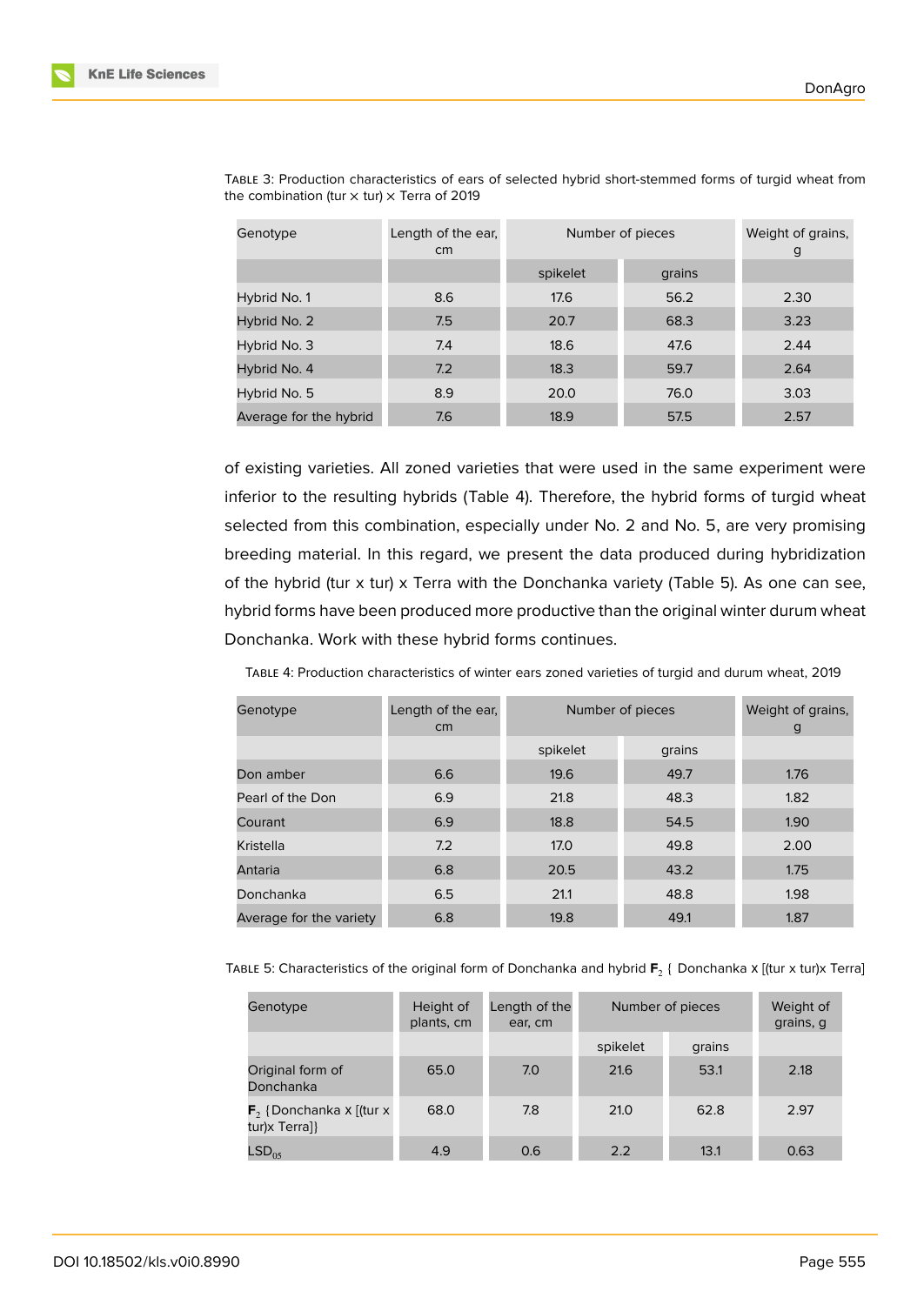Table 3: Production characteristics of ears of selected hybrid short-stemmed forms of turgid wheat from the combination (tur × tur) × Terra of 2019

| Genotype | Length of the ear, cm | Number of pieces | | Weight of grains, g |
|---|---|---|---|---|
| | | spikelet | grains | |
| Hybrid No. 1 | 8.6 | 17.6 | 56.2 | 2.30 |
| Hybrid No. 2 | 7.5 | 20.7 | 68.3 | 3.23 |
| Hybrid No. 3 | 7.4 | 18.6 | 47.6 | 2.44 |
| Hybrid No. 4 | 7.2 | 18.3 | 59.7 | 2.64 |
| Hybrid No. 5 | 8.9 | 20.0 | 76.0 | 3.03 |
| Average for the hybrid | 7.6 | 18.9 | 57.5 | 2.57 |

of existing varieties. All zoned varieties that were used in the same experiment were inferior to the resulting hybrids (Table 4). Therefore, the hybrid forms of turgid wheat selected from this combination, especially under No. 2 and No. 5, are very promising breeding material. In this regard, we present the data produced during hybridization of the hybrid (tur x tur) x Terra with the Donchanka variety (Table 5). As one can see, hybrid forms have been produced more productive than the original winter durum wheat Donchanka. Work with these hybrid forms continues.

Table 4: Production characteristics of winter ears zoned varieties of turgid and durum wheat, 2019

| Genotype | Length of the ear, cm | Number of pieces | | Weight of grains, g |
|---|---|---|---|---|
| | | spikelet | grains | |
| Don amber | 6.6 | 19.6 | 49.7 | 1.76 |
| Pearl of the Don | 6.9 | 21.8 | 48.3 | 1.82 |
| Courant | 6.9 | 18.8 | 54.5 | 1.90 |
| Kristella | 7.2 | 17.0 | 49.8 | 2.00 |
| Antaria | 6.8 | 20.5 | 43.2 | 1.75 |
| Donchanka | 6.5 | 21.1 | 48.8 | 1.98 |
| Average for the variety | 6.8 | 19.8 | 49.1 | 1.87 |

Table 5: Characteristics of the original form of Donchanka and hybrid $\mathbf{F}_2$ { Donchanka x [(tur x tur)x Terra]

| Genotype | Height of plants, cm | Length of the ear, cm | Number of pieces | | Weight of grains, g |
|---|---|---|---|---|---|
| | | | spikelet | grains | |
| Original form of Donchanka | 65.0 | 7.0 | 21.6 | 53.1 | 2.18 |
| $\mathbf{F}_2$ {Donchanka x [(tur x tur)x Terra]} | 68.0 | 7.8 | 21.0 | 62.8 | 2.97 |
| $LSD_{05}$ | 4.9 | 0.6 | 2.2 | 13.1 | 0.63 |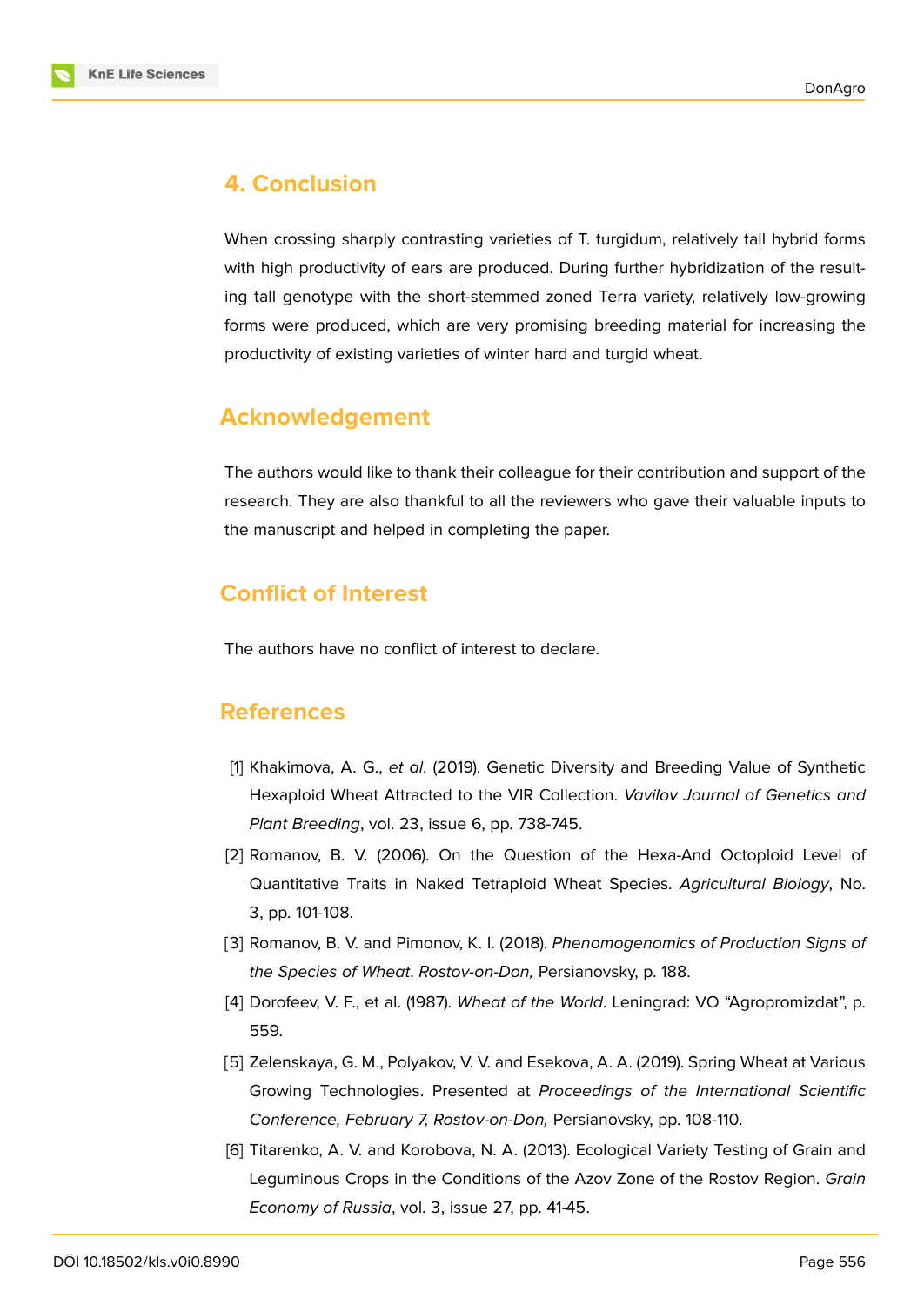## 4. Conclusion

When crossing sharply contrasting varieties of T. turgidum, relatively tall hybrid forms with high productivity of ears are produced. During further hybridization of the resulting tall genotype with the short-stemmed zoned Terra variety, relatively low-growing forms were produced, which are very promising breeding material for increasing the productivity of existing varieties of winter hard and turgid wheat.

## Acknowledgement

The authors would like to thank their colleague for their contribution and support of the research. They are also thankful to all the reviewers who gave their valuable inputs to the manuscript and helped in completing the paper.

## Conflict of Interest

The authors have no conflict of interest to declare.

## References

[1] Khakimova, A. G., *et al*. (2019). Genetic Diversity and Breeding Value of Synthetic Hexaploid Wheat Attracted to the VIR Collection. *Vavilov Journal of Genetics and Plant Breeding*, vol. 23, issue 6, pp. 738-745.

[2] Romanov, B. V. (2006). On the Question of the Hexa-And Octoploid Level of Quantitative Traits in Naked Tetraploid Wheat Species. *Agricultural Biology*, No. 3, pp. 101-108.

[3] Romanov, B. V. and Pimonov, K. I. (2018). *Phenomogenomics of Production Signs of the Species of Wheat*. *Rostov-on-Don,* Persianovsky, p. 188.

[4] Dorofeev, V. F., et al. (1987). *Wheat of the World*. Leningrad: VO "Agropromizdat", p. 559.

[5] Zelenskaya, G. M., Polyakov, V. V. and Esekova, A. A. (2019). Spring Wheat at Various Growing Technologies. Presented at *Proceedings of the International Scientific Conference, February 7, Rostov-on-Don,* Persianovsky, pp. 108-110.

[6] Titarenko, A. V. and Korobova, N. A. (2013). Ecological Variety Testing of Grain and Leguminous Crops in the Conditions of the Azov Zone of the Rostov Region. *Grain Economy of Russia*, vol. 3, issue 27, pp. 41-45.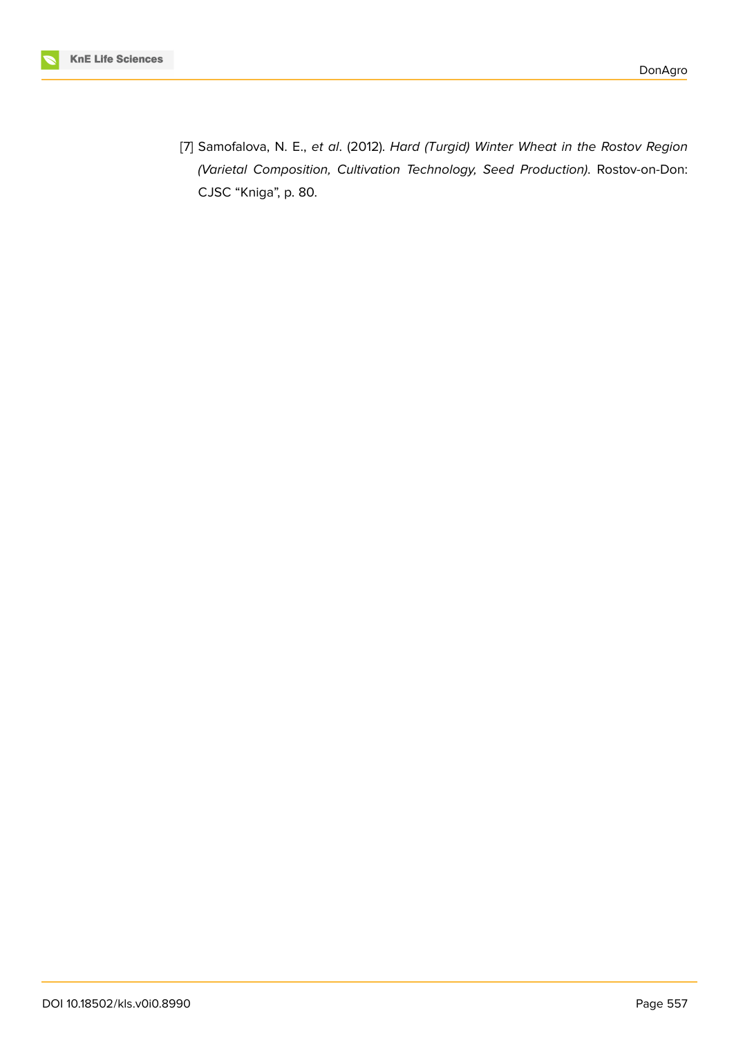[7] Samofalova, N. E., *et al*. (2012). *Hard (Turgid) Winter Wheat in the Rostov Region (Varietal Composition, Cultivation Technology, Seed Production)*. Rostov-on-Don: CJSC “Kniga”, p. 80.